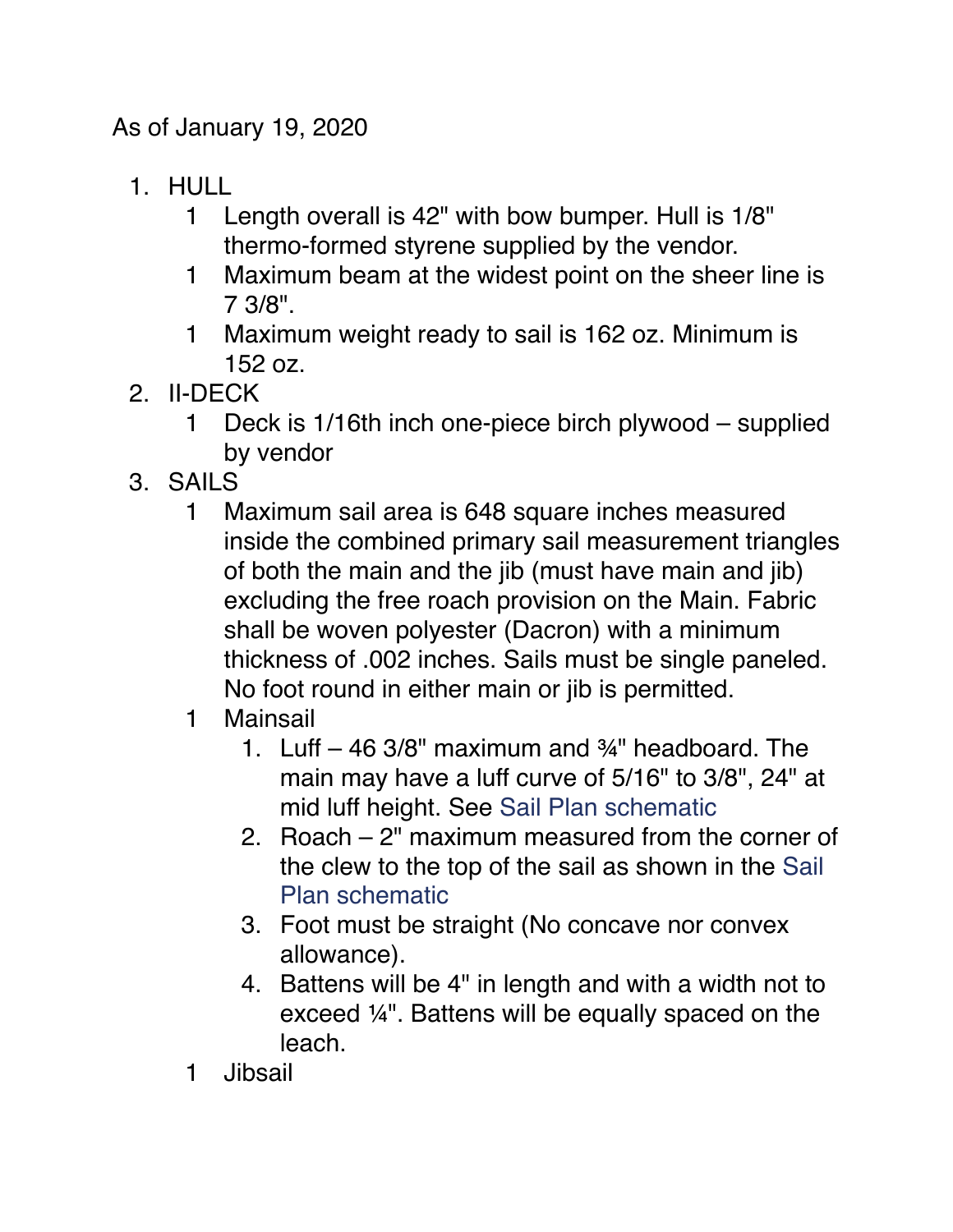As of January 19, 2020

1. HULL
   1 Length overall is 42" with bow bumper. Hull is 1/8" thermo-formed styrene supplied by the vendor.
   1 Maximum beam at the widest point on the sheer line is 7 3/8".
   1 Maximum weight ready to sail is 162 oz. Minimum is 152 oz.
2. II-DECK
   1 Deck is 1/16th inch one-piece birch plywood – supplied by vendor
3. SAILS
   1 Maximum sail area is 648 square inches measured inside the combined primary sail measurement triangles of both the main and the jib (must have main and jib) excluding the free roach provision on the Main. Fabric shall be woven polyester (Dacron) with a minimum thickness of .002 inches. Sails must be single paneled. No foot round in either main or jib is permitted.
   1 Mainsail
      1. Luff – 46 3/8" maximum and ¾" headboard. The main may have a luff curve of 5/16" to 3/8", 24" at mid luff height. See Sail Plan schematic
      2. Roach – 2" maximum measured from the corner of the clew to the top of the sail as shown in the Sail Plan schematic
      3. Foot must be straight (No concave nor convex allowance).
      4. Battens will be 4" in length and with a width not to exceed ¼". Battens will be equally spaced on the leach.
   1 Jibsail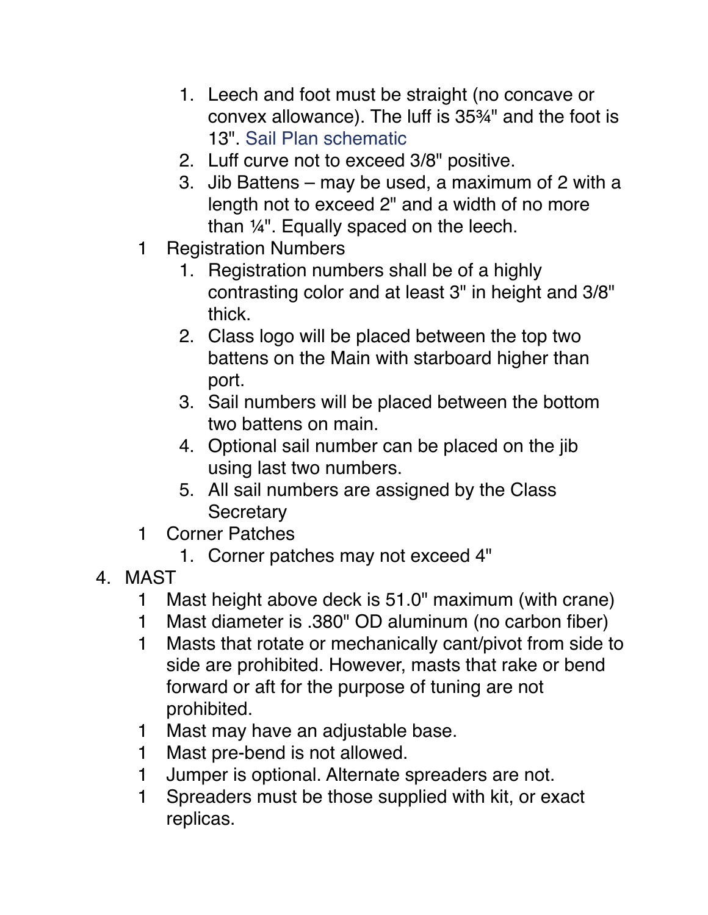1. Leech and foot must be straight (no concave or convex allowance). The luff is 35¾" and the foot is 13". Sail Plan schematic
2. Luff curve not to exceed 3/8" positive.
3. Jib Battens – may be used, a maximum of 2 with a length not to exceed 2" and a width of no more than ¼". Equally spaced on the leech.

1 Registration Numbers

1. Registration numbers shall be of a highly contrasting color and at least 3" in height and 3/8" thick.
2. Class logo will be placed between the top two battens on the Main with starboard higher than port.
3. Sail numbers will be placed between the bottom two battens on main.
4. Optional sail number can be placed on the jib using last two numbers.
5. All sail numbers are assigned by the Class Secretary

1 Corner Patches

1. Corner patches may not exceed 4"

4. MAST

1 Mast height above deck is 51.0" maximum (with crane)

1 Mast diameter is .380" OD aluminum (no carbon fiber)

1 Masts that rotate or mechanically cant/pivot from side to side are prohibited. However, masts that rake or bend forward or aft for the purpose of tuning are not prohibited.

1 Mast may have an adjustable base.

1 Mast pre-bend is not allowed.

1 Jumper is optional. Alternate spreaders are not.

1 Spreaders must be those supplied with kit, or exact replicas.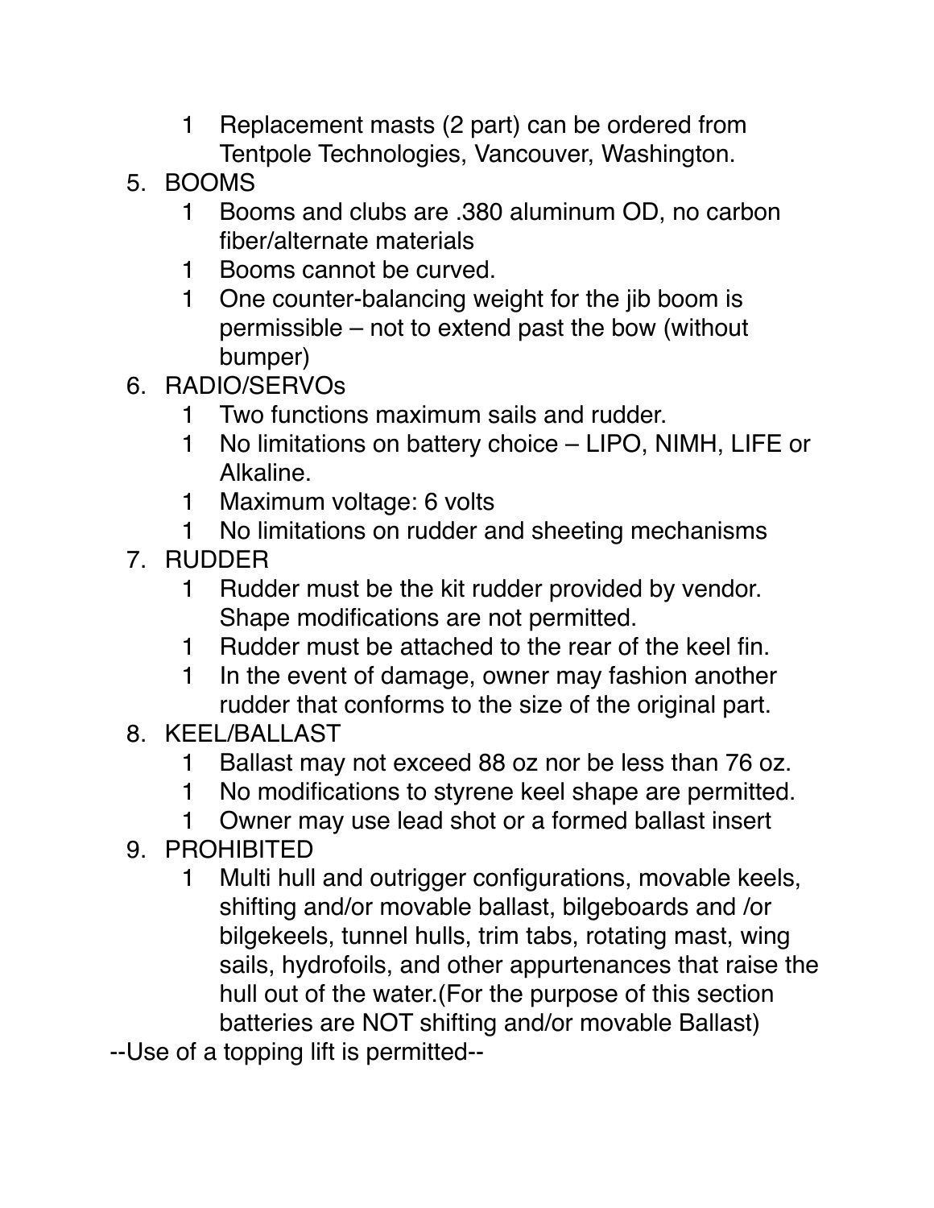1 Replacement masts (2 part) can be ordered from Tentpole Technologies, Vancouver, Washington.

5. BOOMS
   1 Booms and clubs are .380 aluminum OD, no carbon fiber/alternate materials
   1 Booms cannot be curved.
   1 One counter-balancing weight for the jib boom is permissible – not to extend past the bow (without bumper)
6. RADIO/SERVOs
   1 Two functions maximum sails and rudder.
   1 No limitations on battery choice – LIPO, NIMH, LIFE or Alkaline.
   1 Maximum voltage: 6 volts
   1 No limitations on rudder and sheeting mechanisms
7. RUDDER
   1 Rudder must be the kit rudder provided by vendor. Shape modifications are not permitted.
   1 Rudder must be attached to the rear of the keel fin.
   1 In the event of damage, owner may fashion another rudder that conforms to the size of the original part.
8. KEEL/BALLAST
   1 Ballast may not exceed 88 oz nor be less than 76 oz.
   1 No modifications to styrene keel shape are permitted.
   1 Owner may use lead shot or a formed ballast insert
9. PROHIBITED
   1 Multi hull and outrigger configurations, movable keels, shifting and/or movable ballast, bilgeboards and /or bilgekeels, tunnel hulls, trim tabs, rotating mast, wing sails, hydrofoils, and other appurtenances that raise the hull out of the water.(For the purpose of this section batteries are NOT shifting and/or movable Ballast)

--Use of a topping lift is permitted--